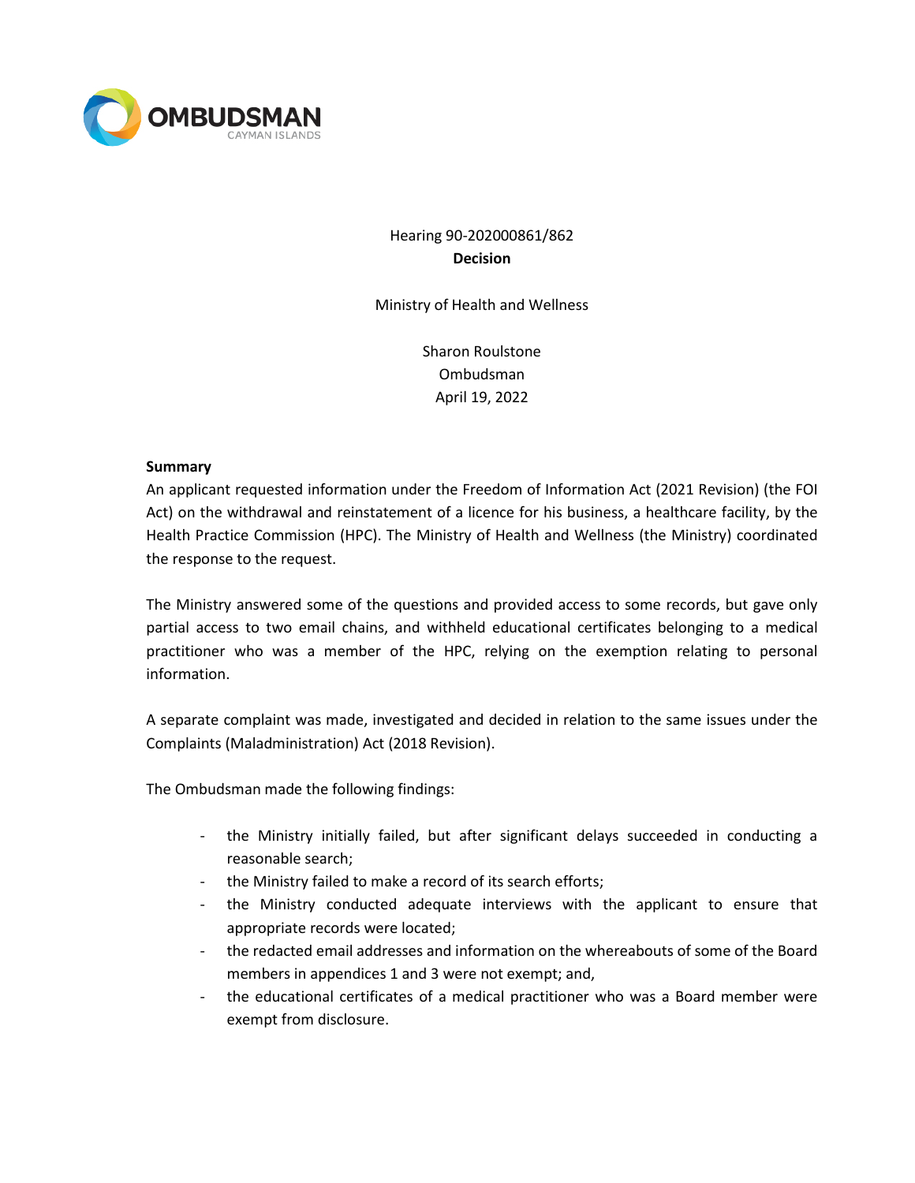OMBUDSMAN
CAYMAN ISLANDS

Hearing 90-202000861/862

**Decision**

Ministry of Health and Wellness

Sharon Roulstone
Ombudsman
April 19, 2022

**Summary**

An applicant requested information under the Freedom of Information Act (2021 Revision) (the FOI Act) on the withdrawal and reinstatement of a licence for his business, a healthcare facility, by the Health Practice Commission (HPC). The Ministry of Health and Wellness (the Ministry) coordinated the response to the request.

The Ministry answered some of the questions and provided access to some records, but gave only partial access to two email chains, and withheld educational certificates belonging to a medical practitioner who was a member of the HPC, relying on the exemption relating to personal information.

A separate complaint was made, investigated and decided in relation to the same issues under the Complaints (Maladministration) Act (2018 Revision).

The Ombudsman made the following findings:

- the Ministry initially failed, but after significant delays succeeded in conducting a reasonable search;
- the Ministry failed to make a record of its search efforts;
- the Ministry conducted adequate interviews with the applicant to ensure that appropriate records were located;
- the redacted email addresses and information on the whereabouts of some of the Board members in appendices 1 and 3 were not exempt; and,
- the educational certificates of a medical practitioner who was a Board member were exempt from disclosure.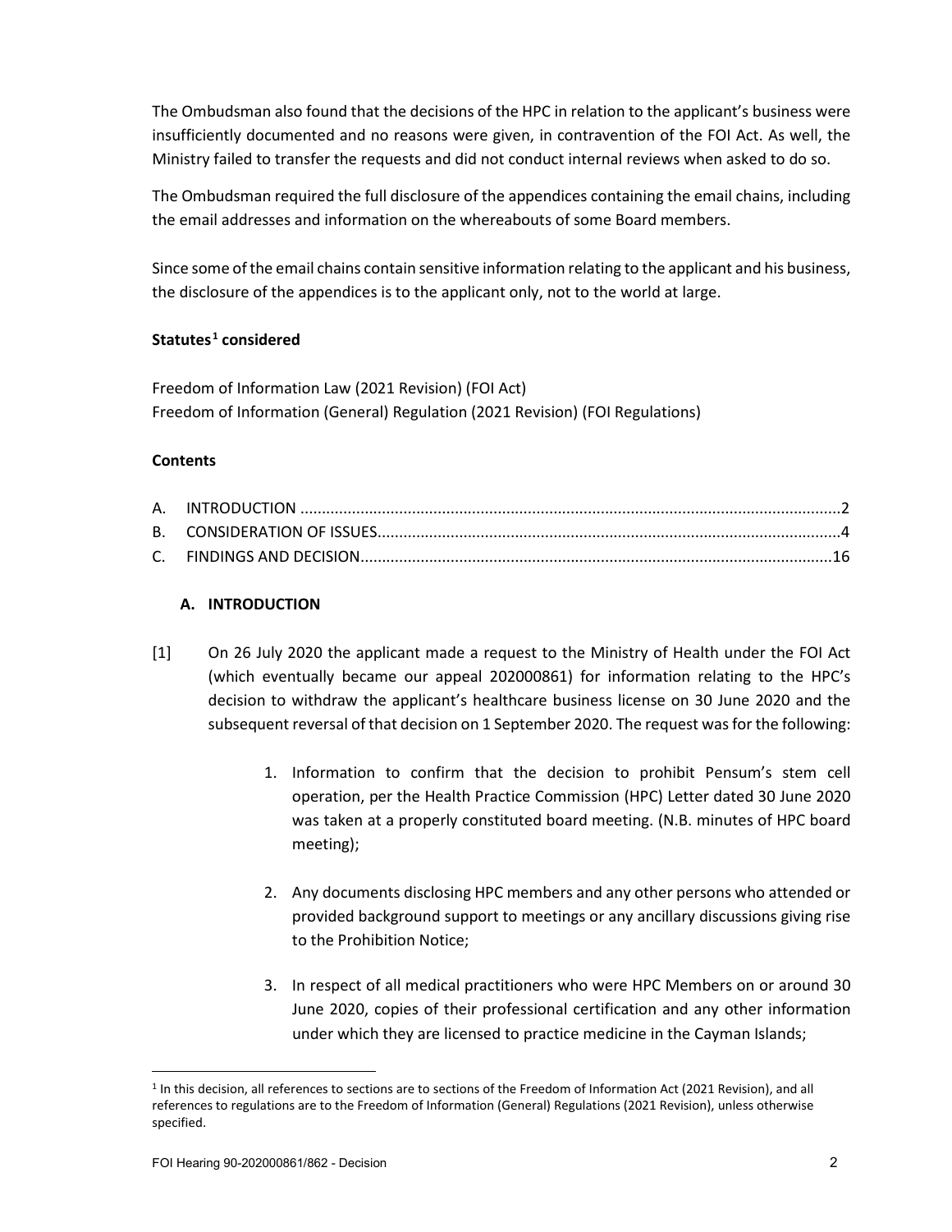The Ombudsman also found that the decisions of the HPC in relation to the applicant's business were insufficiently documented and no reasons were given, in contravention of the FOI Act. As well, the Ministry failed to transfer the requests and did not conduct internal reviews when asked to do so.

The Ombudsman required the full disclosure of the appendices containing the email chains, including the email addresses and information on the whereabouts of some Board members.

Since some of the email chains contain sensitive information relating to the applicant and his business, the disclosure of the appendices is to the applicant only, not to the world at large.

**Statutes[1] considered**

Freedom of Information Law (2021 Revision) (FOI Act)
Freedom of Information (General) Regulation (2021 Revision) (FOI Regulations)

**Contents**

A. INTRODUCTION ....................................................................................................................2
B. CONSIDERATION OF ISSUES...................................................................................................4
C. FINDINGS AND DECISION.....................................................................................................16

## A. INTRODUCTION

[1] On 26 July 2020 the applicant made a request to the Ministry of Health under the FOI Act (which eventually became our appeal 202000861) for information relating to the HPC's decision to withdraw the applicant's healthcare business license on 30 June 2020 and the subsequent reversal of that decision on 1 September 2020. The request was for the following:

1. Information to confirm that the decision to prohibit Pensum's stem cell operation, per the Health Practice Commission (HPC) Letter dated 30 June 2020 was taken at a properly constituted board meeting. (N.B. minutes of HPC board meeting);

2. Any documents disclosing HPC members and any other persons who attended or provided background support to meetings or any ancillary discussions giving rise to the Prohibition Notice;

3. In respect of all medical practitioners who were HPC Members on or around 30 June 2020, copies of their professional certification and any other information under which they are licensed to practice medicine in the Cayman Islands;

[1] In this decision, all references to sections are to sections of the Freedom of Information Act (2021 Revision), and all references to regulations are to the Freedom of Information (General) Regulations (2021 Revision), unless otherwise specified.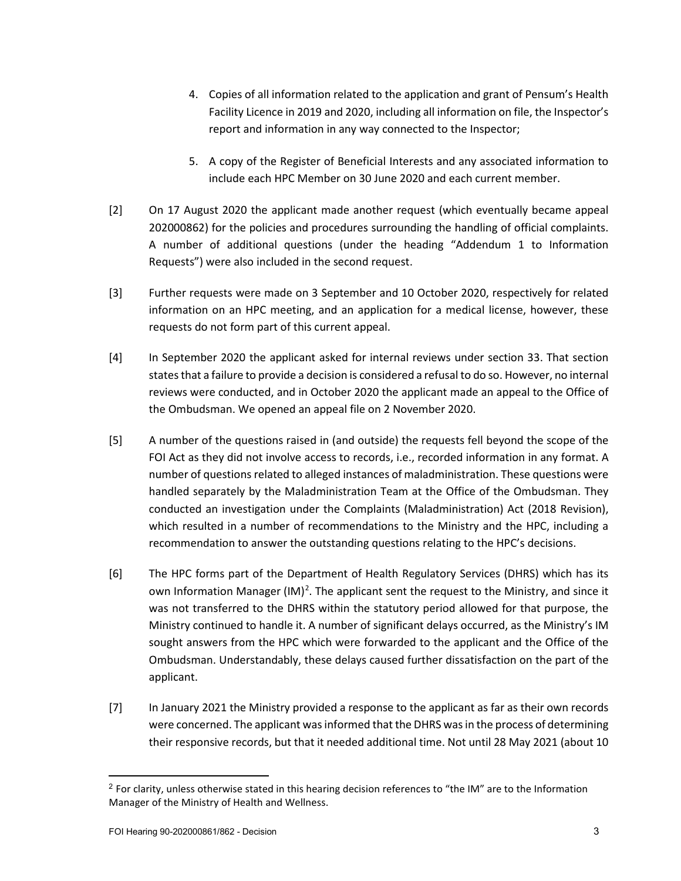4. Copies of all information related to the application and grant of Pensum's Health Facility Licence in 2019 and 2020, including all information on file, the Inspector's report and information in any way connected to the Inspector;

5. A copy of the Register of Beneficial Interests and any associated information to include each HPC Member on 30 June 2020 and each current member.

[2] On 17 August 2020 the applicant made another request (which eventually became appeal 202000862) for the policies and procedures surrounding the handling of official complaints. A number of additional questions (under the heading "Addendum 1 to Information Requests") were also included in the second request.

[3] Further requests were made on 3 September and 10 October 2020, respectively for related information on an HPC meeting, and an application for a medical license, however, these requests do not form part of this current appeal.

[4] In September 2020 the applicant asked for internal reviews under section 33. That section states that a failure to provide a decision is considered a refusal to do so. However, no internal reviews were conducted, and in October 2020 the applicant made an appeal to the Office of the Ombudsman. We opened an appeal file on 2 November 2020.

[5] A number of the questions raised in (and outside) the requests fell beyond the scope of the FOI Act as they did not involve access to records, i.e., recorded information in any format. A number of questions related to alleged instances of maladministration. These questions were handled separately by the Maladministration Team at the Office of the Ombudsman. They conducted an investigation under the Complaints (Maladministration) Act (2018 Revision), which resulted in a number of recommendations to the Ministry and the HPC, including a recommendation to answer the outstanding questions relating to the HPC's decisions.

[6] The HPC forms part of the Department of Health Regulatory Services (DHRS) which has its own Information Manager (IM)[2]. The applicant sent the request to the Ministry, and since it was not transferred to the DHRS within the statutory period allowed for that purpose, the Ministry continued to handle it. A number of significant delays occurred, as the Ministry's IM sought answers from the HPC which were forwarded to the applicant and the Office of the Ombudsman. Understandably, these delays caused further dissatisfaction on the part of the applicant.

[7] In January 2021 the Ministry provided a response to the applicant as far as their own records were concerned. The applicant was informed that the DHRS was in the process of determining their responsive records, but that it needed additional time. Not until 28 May 2021 (about 10

[2] For clarity, unless otherwise stated in this hearing decision references to "the IM" are to the Information Manager of the Ministry of Health and Wellness.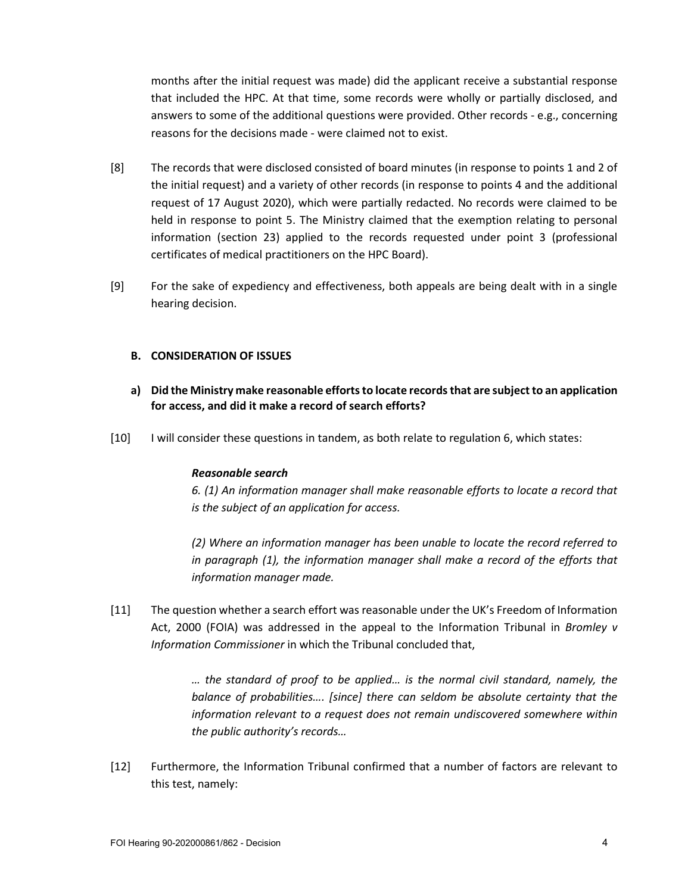months after the initial request was made) did the applicant receive a substantial response that included the HPC. At that time, some records were wholly or partially disclosed, and answers to some of the additional questions were provided. Other records - e.g., concerning reasons for the decisions made - were claimed not to exist.

[8] The records that were disclosed consisted of board minutes (in response to points 1 and 2 of the initial request) and a variety of other records (in response to points 4 and the additional request of 17 August 2020), which were partially redacted. No records were claimed to be held in response to point 5. The Ministry claimed that the exemption relating to personal information (section 23) applied to the records requested under point 3 (professional certificates of medical practitioners on the HPC Board).

[9] For the sake of expediency and effectiveness, both appeals are being dealt with in a single hearing decision.

### B. CONSIDERATION OF ISSUES

#### a) Did the Ministry make reasonable efforts to locate records that are subject to an application for access, and did it make a record of search efforts?

[10] I will consider these questions in tandem, as both relate to regulation 6, which states:

> ***Reasonable search***
>
> *6. (1) An information manager shall make reasonable efforts to locate a record that is the subject of an application for access.*
>
> *(2) Where an information manager has been unable to locate the record referred to in paragraph (1), the information manager shall make a record of the efforts that information manager made.*

[11] The question whether a search effort was reasonable under the UK's Freedom of Information Act, 2000 (FOIA) was addressed in the appeal to the Information Tribunal in *Bromley v Information Commissioner* in which the Tribunal concluded that,

> *… the standard of proof to be applied… is the normal civil standard, namely, the balance of probabilities…. [since] there can seldom be absolute certainty that the information relevant to a request does not remain undiscovered somewhere within the public authority's records…*

[12] Furthermore, the Information Tribunal confirmed that a number of factors are relevant to this test, namely: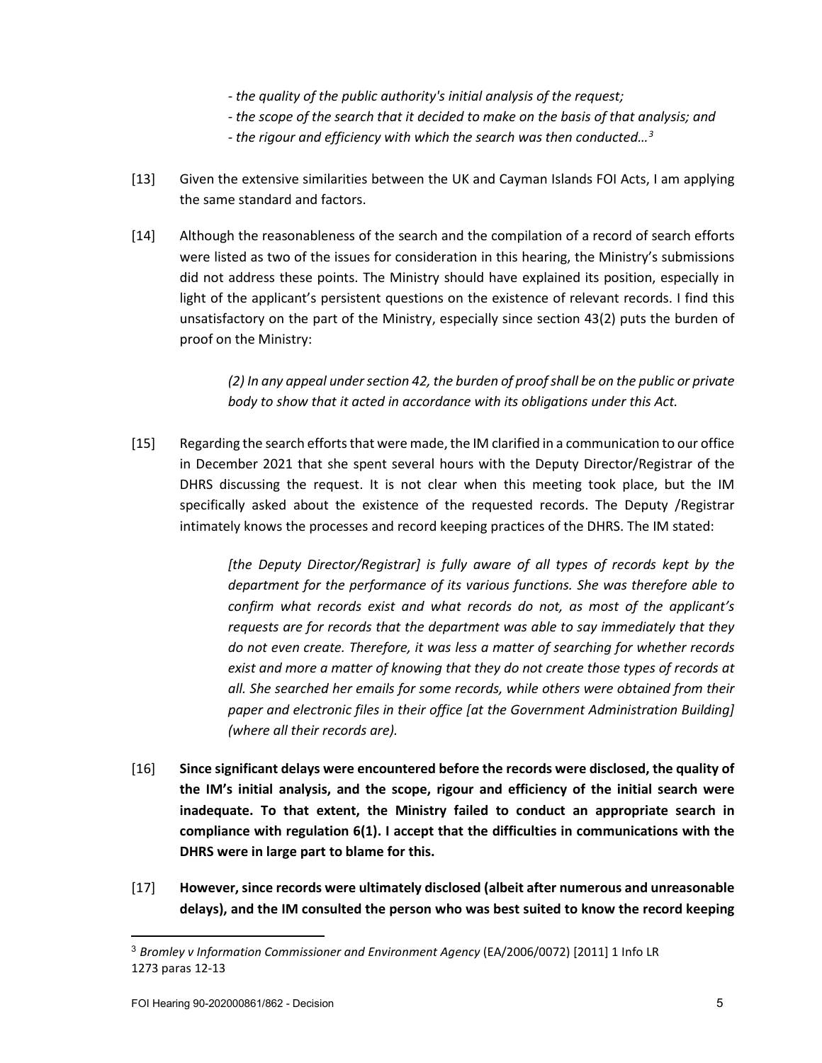> *- the quality of the public authority's initial analysis of the request;*
> *- the scope of the search that it decided to make on the basis of that analysis; and*
> *- the rigour and efficiency with which the search was then conducted…*[3]

[13] Given the extensive similarities between the UK and Cayman Islands FOI Acts, I am applying the same standard and factors.

[14] Although the reasonableness of the search and the compilation of a record of search efforts were listed as two of the issues for consideration in this hearing, the Ministry's submissions did not address these points. The Ministry should have explained its position, especially in light of the applicant's persistent questions on the existence of relevant records. I find this unsatisfactory on the part of the Ministry, especially since section 43(2) puts the burden of proof on the Ministry:

> *(2) In any appeal under section 42, the burden of proof shall be on the public or private body to show that it acted in accordance with its obligations under this Act.*

[15] Regarding the search efforts that were made, the IM clarified in a communication to our office in December 2021 that she spent several hours with the Deputy Director/Registrar of the DHRS discussing the request. It is not clear when this meeting took place, but the IM specifically asked about the existence of the requested records. The Deputy /Registrar intimately knows the processes and record keeping practices of the DHRS. The IM stated:

> *[the Deputy Director/Registrar] is fully aware of all types of records kept by the department for the performance of its various functions. She was therefore able to confirm what records exist and what records do not, as most of the applicant's requests are for records that the department was able to say immediately that they do not even create. Therefore, it was less a matter of searching for whether records exist and more a matter of knowing that they do not create those types of records at all. She searched her emails for some records, while others were obtained from their paper and electronic files in their office [at the Government Administration Building] (where all their records are).*

[16] **Since significant delays were encountered before the records were disclosed, the quality of the IM's initial analysis, and the scope, rigour and efficiency of the initial search were inadequate. To that extent, the Ministry failed to conduct an appropriate search in compliance with regulation 6(1). I accept that the difficulties in communications with the DHRS were in large part to blame for this.**

[17] **However, since records were ultimately disclosed (albeit after numerous and unreasonable delays), and the IM consulted the person who was best suited to know the record keeping**

---

[3] *Bromley v Information Commissioner and Environment Agency* (EA/2006/0072) [2011] 1 Info LR 1273 paras 12-13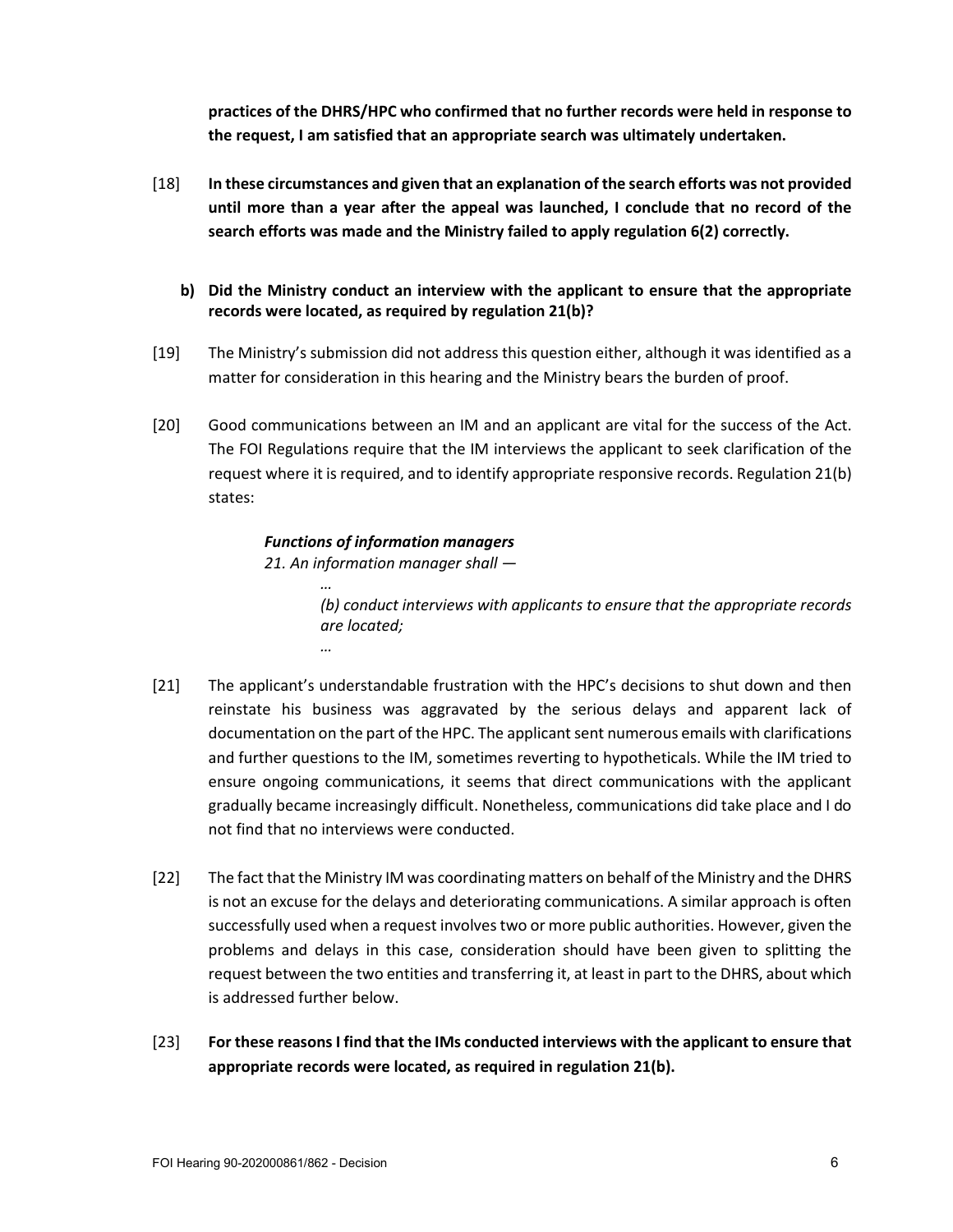**practices of the DHRS/HPC who confirmed that no further records were held in response to the request, I am satisfied that an appropriate search was ultimately undertaken.**

[18] **In these circumstances and given that an explanation of the search efforts was not provided until more than a year after the appeal was launched, I conclude that no record of the search efforts was made and the Ministry failed to apply regulation 6(2) correctly.**

**b) Did the Ministry conduct an interview with the applicant to ensure that the appropriate records were located, as required by regulation 21(b)?**

[19] The Ministry's submission did not address this question either, although it was identified as a matter for consideration in this hearing and the Ministry bears the burden of proof.

[20] Good communications between an IM and an applicant are vital for the success of the Act. The FOI Regulations require that the IM interviews the applicant to seek clarification of the request where it is required, and to identify appropriate responsive records. Regulation 21(b) states:

> ***Functions of information managers***
>
> *21. An information manager shall —*
>
> *…*
>
> *(b) conduct interviews with applicants to ensure that the appropriate records are located;*
>
> *…*

[21] The applicant's understandable frustration with the HPC's decisions to shut down and then reinstate his business was aggravated by the serious delays and apparent lack of documentation on the part of the HPC. The applicant sent numerous emails with clarifications and further questions to the IM, sometimes reverting to hypotheticals. While the IM tried to ensure ongoing communications, it seems that direct communications with the applicant gradually became increasingly difficult. Nonetheless, communications did take place and I do not find that no interviews were conducted.

[22] The fact that the Ministry IM was coordinating matters on behalf of the Ministry and the DHRS is not an excuse for the delays and deteriorating communications. A similar approach is often successfully used when a request involves two or more public authorities. However, given the problems and delays in this case, consideration should have been given to splitting the request between the two entities and transferring it, at least in part to the DHRS, about which is addressed further below.

[23] **For these reasons I find that the IMs conducted interviews with the applicant to ensure that appropriate records were located, as required in regulation 21(b).**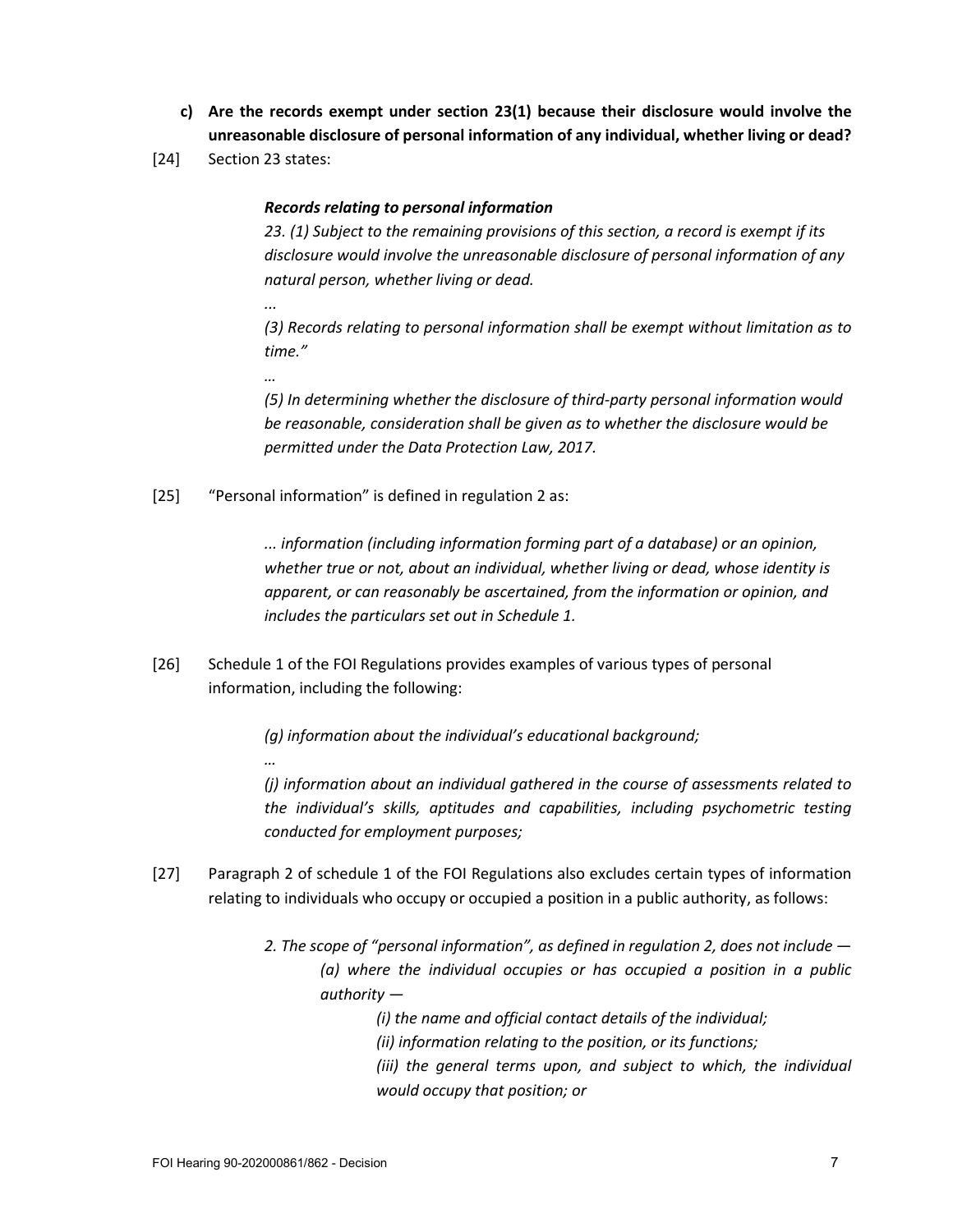**c) Are the records exempt under section 23(1) because their disclosure would involve the unreasonable disclosure of personal information of any individual, whether living or dead?**

[24] Section 23 states:

> ***Records relating to personal information***
>
> *23. (1) Subject to the remaining provisions of this section, a record is exempt if its disclosure would involve the unreasonable disclosure of personal information of any natural person, whether living or dead.*
>
> *...*
>
> *(3) Records relating to personal information shall be exempt without limitation as to time."*
>
> *…*
>
> *(5) In determining whether the disclosure of third-party personal information would be reasonable, consideration shall be given as to whether the disclosure would be permitted under the Data Protection Law, 2017.*

[25] "Personal information" is defined in regulation 2 as:

> *... information (including information forming part of a database) or an opinion, whether true or not, about an individual, whether living or dead, whose identity is apparent, or can reasonably be ascertained, from the information or opinion, and includes the particulars set out in Schedule 1.*

[26] Schedule 1 of the FOI Regulations provides examples of various types of personal information, including the following:

> *(g) information about the individual's educational background;*
>
> *…*
>
> *(j) information about an individual gathered in the course of assessments related to the individual's skills, aptitudes and capabilities, including psychometric testing conducted for employment purposes;*

[27] Paragraph 2 of schedule 1 of the FOI Regulations also excludes certain types of information relating to individuals who occupy or occupied a position in a public authority, as follows:

> *2. The scope of "personal information", as defined in regulation 2, does not include —*
>
> > *(a) where the individual occupies or has occupied a position in a public authority —*
> >
> > > *(i) the name and official contact details of the individual;*
> > >
> > > *(ii) information relating to the position, or its functions;*
> > >
> > > *(iii) the general terms upon, and subject to which, the individual would occupy that position; or*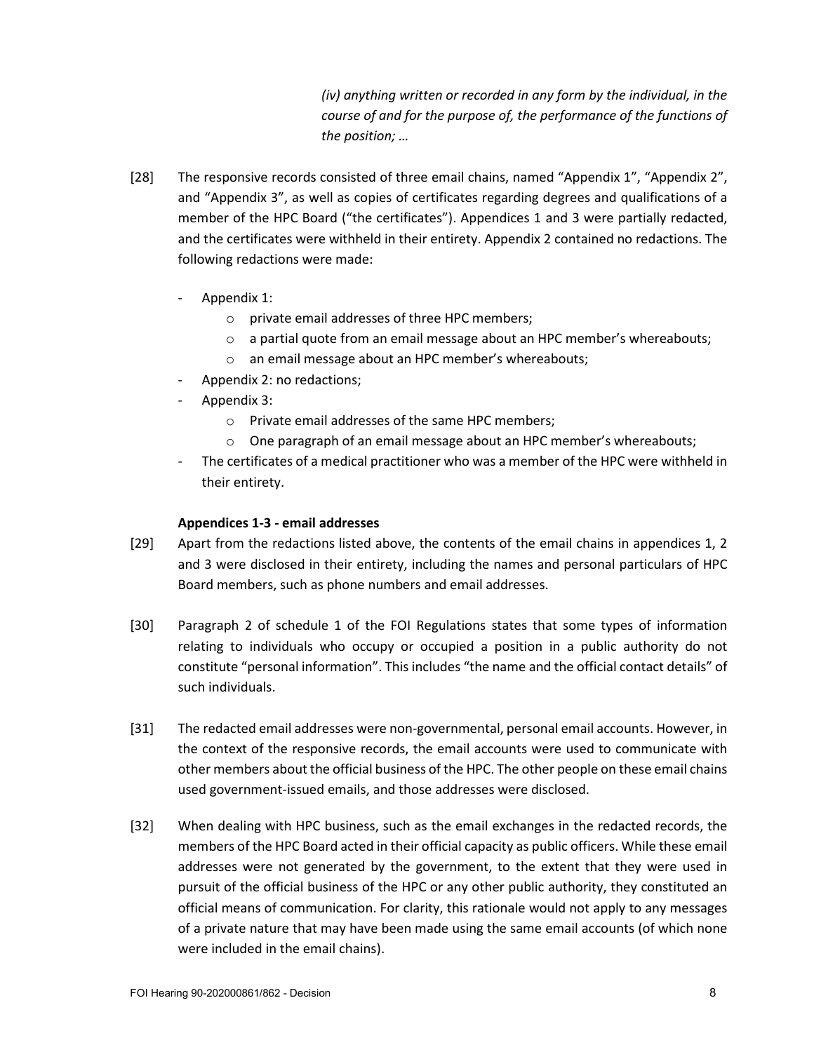> *(iv) anything written or recorded in any form by the individual, in the course of and for the purpose of, the performance of the functions of the position; …*

[28] The responsive records consisted of three email chains, named "Appendix 1", "Appendix 2", and "Appendix 3", as well as copies of certificates regarding degrees and qualifications of a member of the HPC Board ("the certificates"). Appendices 1 and 3 were partially redacted, and the certificates were withheld in their entirety. Appendix 2 contained no redactions. The following redactions were made:

- Appendix 1:
  - private email addresses of three HPC members;
  - a partial quote from an email message about an HPC member's whereabouts;
  - an email message about an HPC member's whereabouts;
- Appendix 2: no redactions;
- Appendix 3:
  - Private email addresses of the same HPC members;
  - One paragraph of an email message about an HPC member's whereabouts;
- The certificates of a medical practitioner who was a member of the HPC were withheld in their entirety.

**Appendices 1-3 - email addresses**

[29] Apart from the redactions listed above, the contents of the email chains in appendices 1, 2 and 3 were disclosed in their entirety, including the names and personal particulars of HPC Board members, such as phone numbers and email addresses.

[30] Paragraph 2 of schedule 1 of the FOI Regulations states that some types of information relating to individuals who occupy or occupied a position in a public authority do not constitute "personal information". This includes "the name and the official contact details" of such individuals.

[31] The redacted email addresses were non-governmental, personal email accounts. However, in the context of the responsive records, the email accounts were used to communicate with other members about the official business of the HPC. The other people on these email chains used government-issued emails, and those addresses were disclosed.

[32] When dealing with HPC business, such as the email exchanges in the redacted records, the members of the HPC Board acted in their official capacity as public officers. While these email addresses were not generated by the government, to the extent that they were used in pursuit of the official business of the HPC or any other public authority, they constituted an official means of communication. For clarity, this rationale would not apply to any messages of a private nature that may have been made using the same email accounts (of which none were included in the email chains).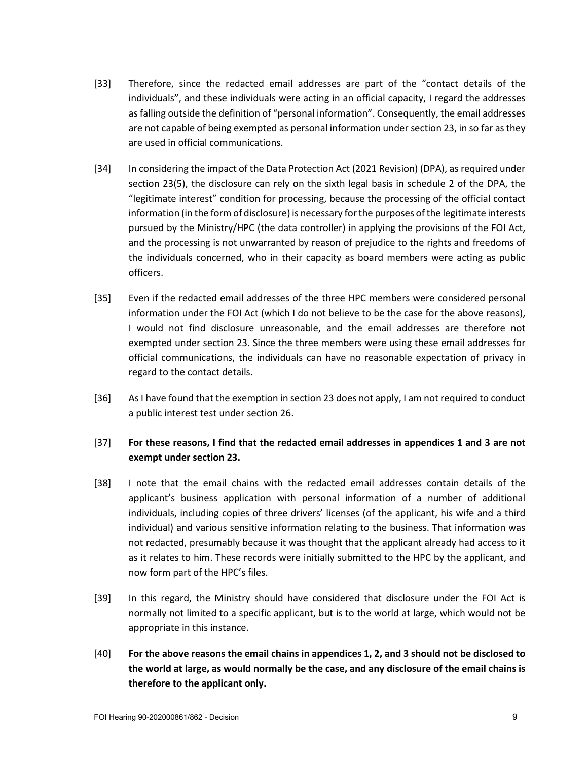[33] Therefore, since the redacted email addresses are part of the "contact details of the individuals", and these individuals were acting in an official capacity, I regard the addresses as falling outside the definition of "personal information". Consequently, the email addresses are not capable of being exempted as personal information under section 23, in so far as they are used in official communications.

[34] In considering the impact of the Data Protection Act (2021 Revision) (DPA), as required under section 23(5), the disclosure can rely on the sixth legal basis in schedule 2 of the DPA, the "legitimate interest" condition for processing, because the processing of the official contact information (in the form of disclosure) is necessary for the purposes of the legitimate interests pursued by the Ministry/HPC (the data controller) in applying the provisions of the FOI Act, and the processing is not unwarranted by reason of prejudice to the rights and freedoms of the individuals concerned, who in their capacity as board members were acting as public officers.

[35] Even if the redacted email addresses of the three HPC members were considered personal information under the FOI Act (which I do not believe to be the case for the above reasons), I would not find disclosure unreasonable, and the email addresses are therefore not exempted under section 23. Since the three members were using these email addresses for official communications, the individuals can have no reasonable expectation of privacy in regard to the contact details.

[36] As I have found that the exemption in section 23 does not apply, I am not required to conduct a public interest test under section 26.

[37] **For these reasons, I find that the redacted email addresses in appendices 1 and 3 are not exempt under section 23.**

[38] I note that the email chains with the redacted email addresses contain details of the applicant's business application with personal information of a number of additional individuals, including copies of three drivers' licenses (of the applicant, his wife and a third individual) and various sensitive information relating to the business. That information was not redacted, presumably because it was thought that the applicant already had access to it as it relates to him. These records were initially submitted to the HPC by the applicant, and now form part of the HPC's files.

[39] In this regard, the Ministry should have considered that disclosure under the FOI Act is normally not limited to a specific applicant, but is to the world at large, which would not be appropriate in this instance.

[40] **For the above reasons the email chains in appendices 1, 2, and 3 should not be disclosed to the world at large, as would normally be the case, and any disclosure of the email chains is therefore to the applicant only.**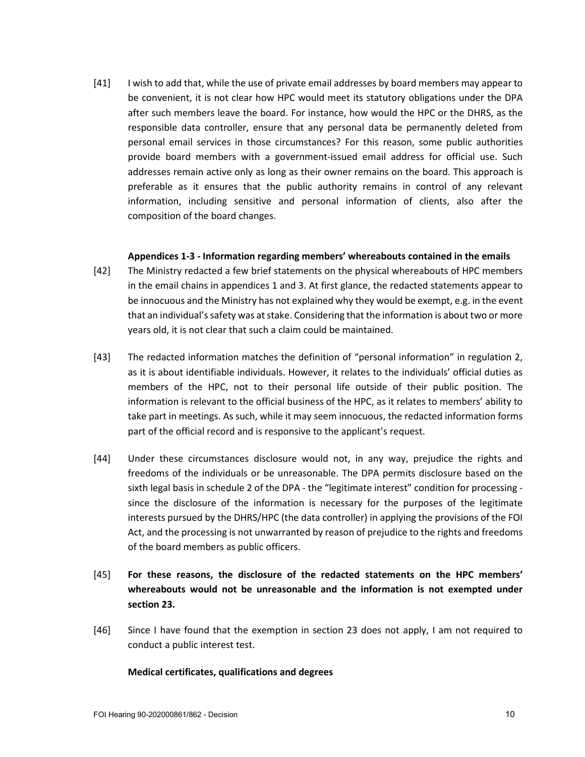[41] I wish to add that, while the use of private email addresses by board members may appear to be convenient, it is not clear how HPC would meet its statutory obligations under the DPA after such members leave the board. For instance, how would the HPC or the DHRS, as the responsible data controller, ensure that any personal data be permanently deleted from personal email services in those circumstances? For this reason, some public authorities provide board members with a government-issued email address for official use. Such addresses remain active only as long as their owner remains on the board. This approach is preferable as it ensures that the public authority remains in control of any relevant information, including sensitive and personal information of clients, also after the composition of the board changes.

**Appendices 1-3 - Information regarding members' whereabouts contained in the emails**

[42] The Ministry redacted a few brief statements on the physical whereabouts of HPC members in the email chains in appendices 1 and 3. At first glance, the redacted statements appear to be innocuous and the Ministry has not explained why they would be exempt, e.g. in the event that an individual's safety was at stake. Considering that the information is about two or more years old, it is not clear that such a claim could be maintained.

[43] The redacted information matches the definition of "personal information" in regulation 2, as it is about identifiable individuals. However, it relates to the individuals' official duties as members of the HPC, not to their personal life outside of their public position. The information is relevant to the official business of the HPC, as it relates to members' ability to take part in meetings. As such, while it may seem innocuous, the redacted information forms part of the official record and is responsive to the applicant's request.

[44] Under these circumstances disclosure would not, in any way, prejudice the rights and freedoms of the individuals or be unreasonable. The DPA permits disclosure based on the sixth legal basis in schedule 2 of the DPA - the "legitimate interest" condition for processing - since the disclosure of the information is necessary for the purposes of the legitimate interests pursued by the DHRS/HPC (the data controller) in applying the provisions of the FOI Act, and the processing is not unwarranted by reason of prejudice to the rights and freedoms of the board members as public officers.

[45] **For these reasons, the disclosure of the redacted statements on the HPC members' whereabouts would not be unreasonable and the information is not exempted under section 23.**

[46] Since I have found that the exemption in section 23 does not apply, I am not required to conduct a public interest test.

**Medical certificates, qualifications and degrees**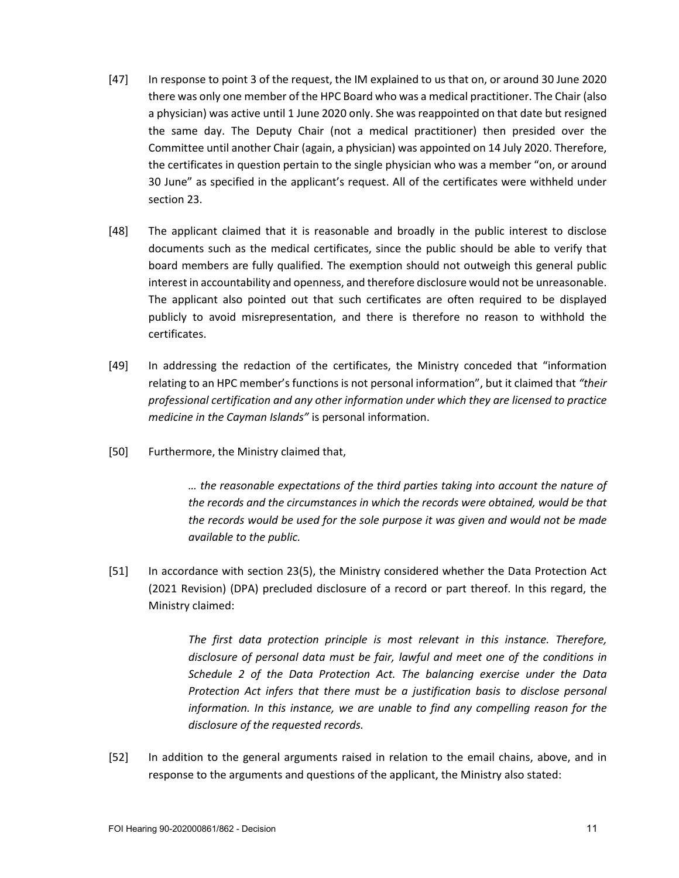[47] In response to point 3 of the request, the IM explained to us that on, or around 30 June 2020 there was only one member of the HPC Board who was a medical practitioner. The Chair (also a physician) was active until 1 June 2020 only. She was reappointed on that date but resigned the same day. The Deputy Chair (not a medical practitioner) then presided over the Committee until another Chair (again, a physician) was appointed on 14 July 2020. Therefore, the certificates in question pertain to the single physician who was a member "on, or around 30 June" as specified in the applicant's request. All of the certificates were withheld under section 23.

[48] The applicant claimed that it is reasonable and broadly in the public interest to disclose documents such as the medical certificates, since the public should be able to verify that board members are fully qualified. The exemption should not outweigh this general public interest in accountability and openness, and therefore disclosure would not be unreasonable. The applicant also pointed out that such certificates are often required to be displayed publicly to avoid misrepresentation, and there is therefore no reason to withhold the certificates.

[49] In addressing the redaction of the certificates, the Ministry conceded that "information relating to an HPC member's functions is not personal information", but it claimed that *"their professional certification and any other information under which they are licensed to practice medicine in the Cayman Islands"* is personal information.

[50] Furthermore, the Ministry claimed that,

> *… the reasonable expectations of the third parties taking into account the nature of the records and the circumstances in which the records were obtained, would be that the records would be used for the sole purpose it was given and would not be made available to the public.*

[51] In accordance with section 23(5), the Ministry considered whether the Data Protection Act (2021 Revision) (DPA) precluded disclosure of a record or part thereof. In this regard, the Ministry claimed:

> *The first data protection principle is most relevant in this instance. Therefore, disclosure of personal data must be fair, lawful and meet one of the conditions in Schedule 2 of the Data Protection Act. The balancing exercise under the Data Protection Act infers that there must be a justification basis to disclose personal information. In this instance, we are unable to find any compelling reason for the disclosure of the requested records.*

[52] In addition to the general arguments raised in relation to the email chains, above, and in response to the arguments and questions of the applicant, the Ministry also stated: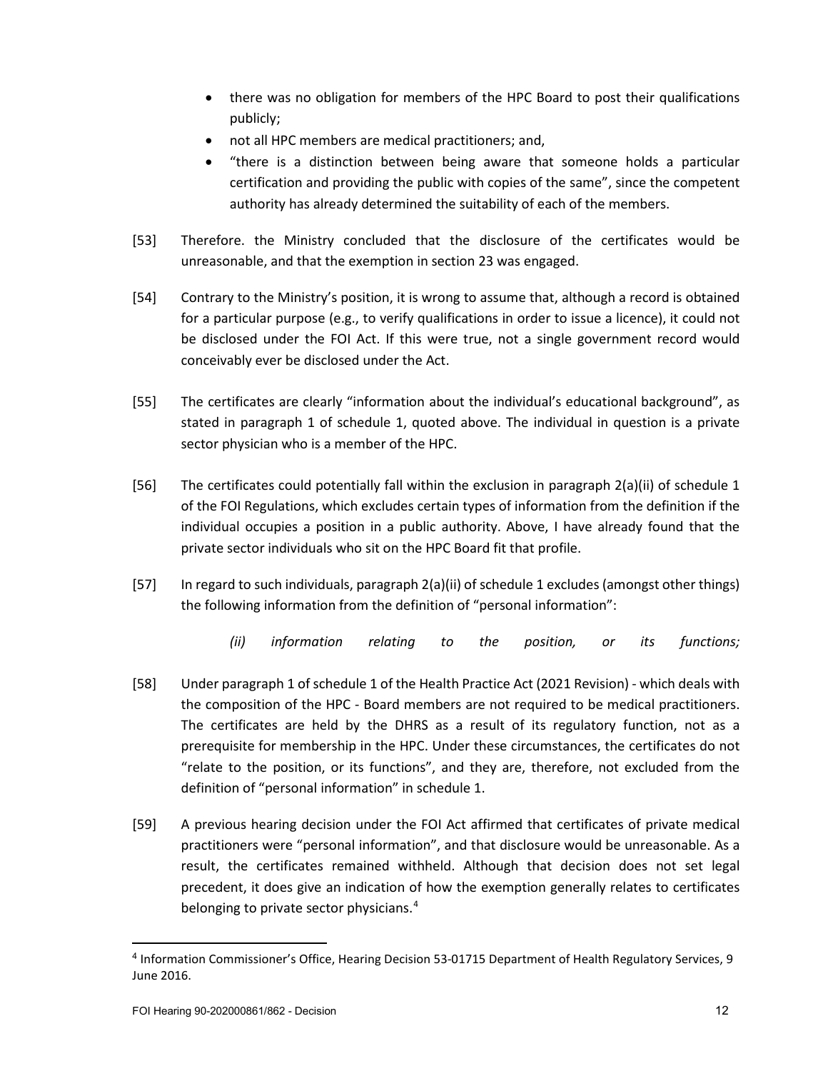- there was no obligation for members of the HPC Board to post their qualifications publicly;
- not all HPC members are medical practitioners; and,
- "there is a distinction between being aware that someone holds a particular certification and providing the public with copies of the same", since the competent authority has already determined the suitability of each of the members.

[53] Therefore. the Ministry concluded that the disclosure of the certificates would be unreasonable, and that the exemption in section 23 was engaged.

[54] Contrary to the Ministry's position, it is wrong to assume that, although a record is obtained for a particular purpose (e.g., to verify qualifications in order to issue a licence), it could not be disclosed under the FOI Act. If this were true, not a single government record would conceivably ever be disclosed under the Act.

[55] The certificates are clearly "information about the individual's educational background", as stated in paragraph 1 of schedule 1, quoted above. The individual in question is a private sector physician who is a member of the HPC.

[56] The certificates could potentially fall within the exclusion in paragraph 2(a)(ii) of schedule 1 of the FOI Regulations, which excludes certain types of information from the definition if the individual occupies a position in a public authority. Above, I have already found that the private sector individuals who sit on the HPC Board fit that profile.

[57] In regard to such individuals, paragraph 2(a)(ii) of schedule 1 excludes (amongst other things) the following information from the definition of "personal information":

> *(ii) information relating to the position, or its functions;*

[58] Under paragraph 1 of schedule 1 of the Health Practice Act (2021 Revision) - which deals with the composition of the HPC - Board members are not required to be medical practitioners. The certificates are held by the DHRS as a result of its regulatory function, not as a prerequisite for membership in the HPC. Under these circumstances, the certificates do not "relate to the position, or its functions", and they are, therefore, not excluded from the definition of "personal information" in schedule 1.

[59] A previous hearing decision under the FOI Act affirmed that certificates of private medical practitioners were "personal information", and that disclosure would be unreasonable. As a result, the certificates remained withheld. Although that decision does not set legal precedent, it does give an indication of how the exemption generally relates to certificates belonging to private sector physicians.[4]

---

[4] Information Commissioner's Office, Hearing Decision 53-01715 Department of Health Regulatory Services, 9 June 2016.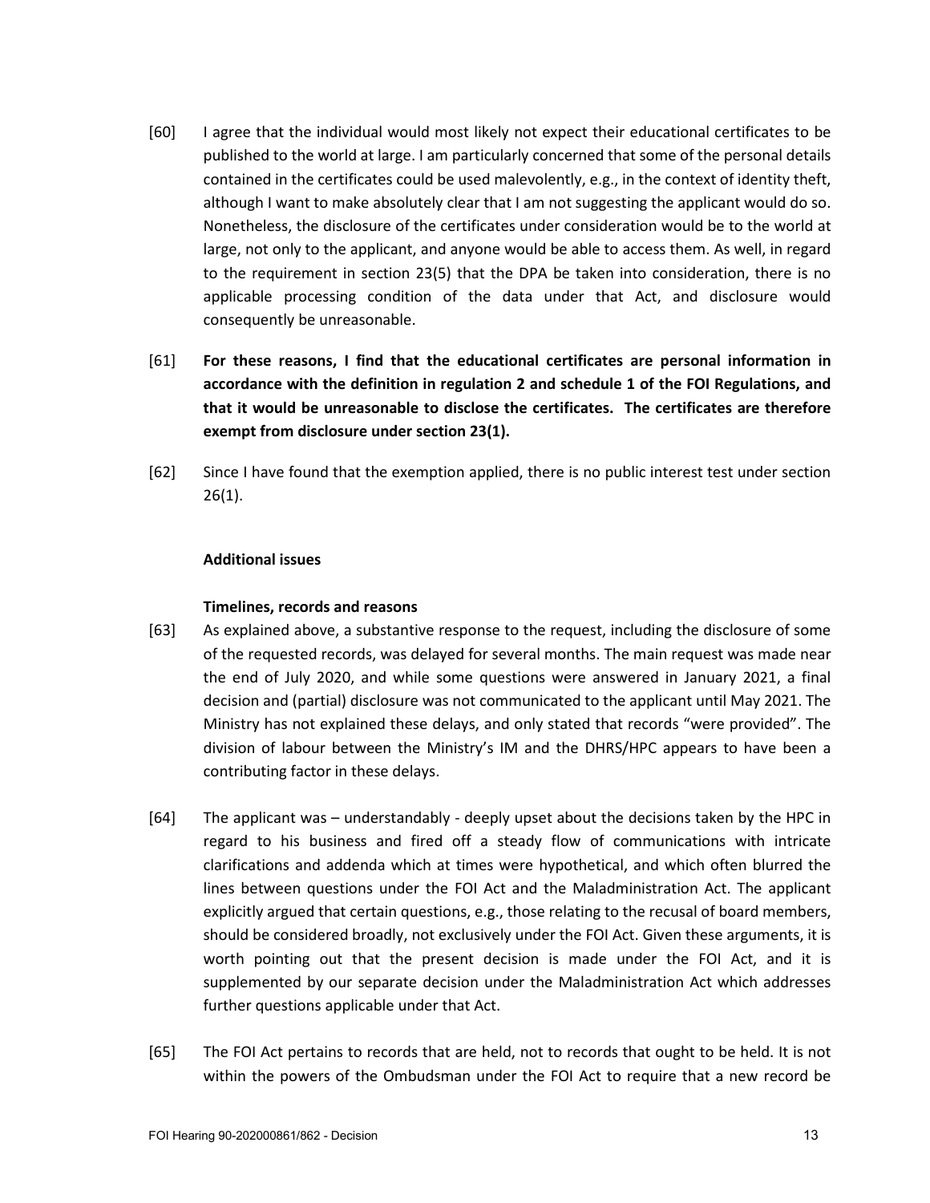[60] I agree that the individual would most likely not expect their educational certificates to be published to the world at large. I am particularly concerned that some of the personal details contained in the certificates could be used malevolently, e.g., in the context of identity theft, although I want to make absolutely clear that I am not suggesting the applicant would do so. Nonetheless, the disclosure of the certificates under consideration would be to the world at large, not only to the applicant, and anyone would be able to access them. As well, in regard to the requirement in section 23(5) that the DPA be taken into consideration, there is no applicable processing condition of the data under that Act, and disclosure would consequently be unreasonable.

[61] **For these reasons, I find that the educational certificates are personal information in accordance with the definition in regulation 2 and schedule 1 of the FOI Regulations, and that it would be unreasonable to disclose the certificates. The certificates are therefore exempt from disclosure under section 23(1).**

[62] Since I have found that the exemption applied, there is no public interest test under section 26(1).

**Additional issues**

**Timelines, records and reasons**

[63] As explained above, a substantive response to the request, including the disclosure of some of the requested records, was delayed for several months. The main request was made near the end of July 2020, and while some questions were answered in January 2021, a final decision and (partial) disclosure was not communicated to the applicant until May 2021. The Ministry has not explained these delays, and only stated that records "were provided". The division of labour between the Ministry's IM and the DHRS/HPC appears to have been a contributing factor in these delays.

[64] The applicant was – understandably - deeply upset about the decisions taken by the HPC in regard to his business and fired off a steady flow of communications with intricate clarifications and addenda which at times were hypothetical, and which often blurred the lines between questions under the FOI Act and the Maladministration Act. The applicant explicitly argued that certain questions, e.g., those relating to the recusal of board members, should be considered broadly, not exclusively under the FOI Act. Given these arguments, it is worth pointing out that the present decision is made under the FOI Act, and it is supplemented by our separate decision under the Maladministration Act which addresses further questions applicable under that Act.

[65] The FOI Act pertains to records that are held, not to records that ought to be held. It is not within the powers of the Ombudsman under the FOI Act to require that a new record be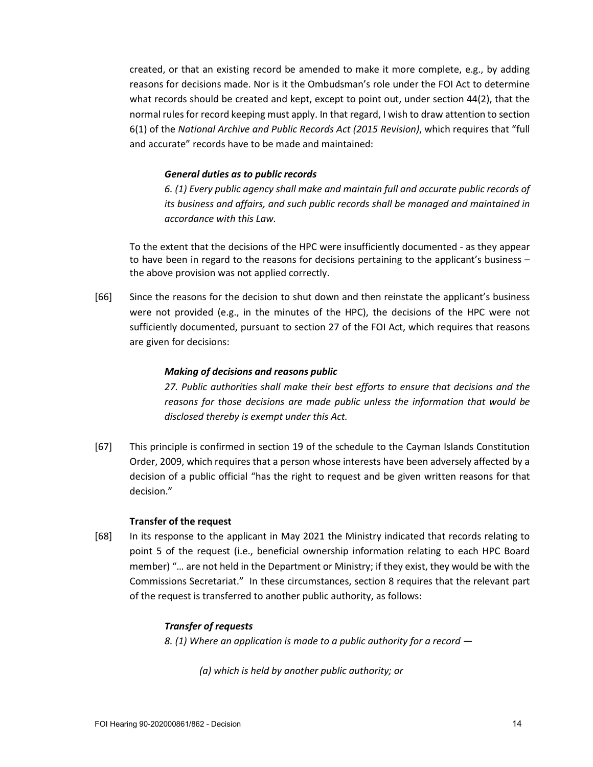created, or that an existing record be amended to make it more complete, e.g., by adding reasons for decisions made. Nor is it the Ombudsman's role under the FOI Act to determine what records should be created and kept, except to point out, under section 44(2), that the normal rules for record keeping must apply. In that regard, I wish to draw attention to section 6(1) of the *National Archive and Public Records Act (2015 Revision)*, which requires that "full and accurate" records have to be made and maintained:

> ***General duties as to public records***
>
> *6. (1) Every public agency shall make and maintain full and accurate public records of its business and affairs, and such public records shall be managed and maintained in accordance with this Law.*

To the extent that the decisions of the HPC were insufficiently documented - as they appear to have been in regard to the reasons for decisions pertaining to the applicant's business – the above provision was not applied correctly.

[66] Since the reasons for the decision to shut down and then reinstate the applicant's business were not provided (e.g., in the minutes of the HPC), the decisions of the HPC were not sufficiently documented, pursuant to section 27 of the FOI Act, which requires that reasons are given for decisions:

> ***Making of decisions and reasons public***
>
> *27. Public authorities shall make their best efforts to ensure that decisions and the reasons for those decisions are made public unless the information that would be disclosed thereby is exempt under this Act.*

[67] This principle is confirmed in section 19 of the schedule to the Cayman Islands Constitution Order, 2009, which requires that a person whose interests have been adversely affected by a decision of a public official "has the right to request and be given written reasons for that decision."

**Transfer of the request**

[68] In its response to the applicant in May 2021 the Ministry indicated that records relating to point 5 of the request (i.e., beneficial ownership information relating to each HPC Board member) "… are not held in the Department or Ministry; if they exist, they would be with the Commissions Secretariat." In these circumstances, section 8 requires that the relevant part of the request is transferred to another public authority, as follows:

> ***Transfer of requests***
>
> *8. (1) Where an application is made to a public authority for a record —*
>
> *(a) which is held by another public authority; or*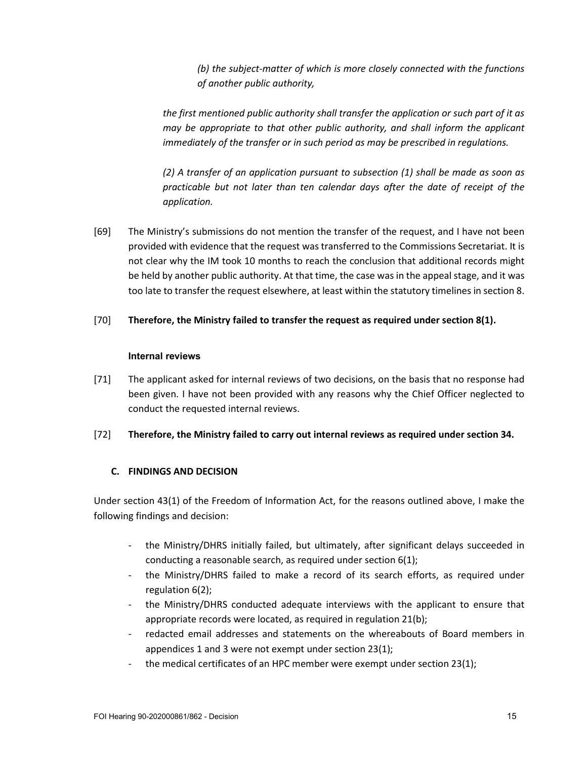> *(b) the subject-matter of which is more closely connected with the functions of another public authority,*
>
> *the first mentioned public authority shall transfer the application or such part of it as may be appropriate to that other public authority, and shall inform the applicant immediately of the transfer or in such period as may be prescribed in regulations.*
>
> *(2) A transfer of an application pursuant to subsection (1) shall be made as soon as practicable but not later than ten calendar days after the date of receipt of the application.*

[69] The Ministry's submissions do not mention the transfer of the request, and I have not been provided with evidence that the request was transferred to the Commissions Secretariat. It is not clear why the IM took 10 months to reach the conclusion that additional records might be held by another public authority. At that time, the case was in the appeal stage, and it was too late to transfer the request elsewhere, at least within the statutory timelines in section 8.

[70] **Therefore, the Ministry failed to transfer the request as required under section 8(1).**

#### Internal reviews

[71] The applicant asked for internal reviews of two decisions, on the basis that no response had been given. I have not been provided with any reasons why the Chief Officer neglected to conduct the requested internal reviews.

[72] **Therefore, the Ministry failed to carry out internal reviews as required under section 34.**

### C. FINDINGS AND DECISION

Under section 43(1) of the Freedom of Information Act, for the reasons outlined above, I make the following findings and decision:

- the Ministry/DHRS initially failed, but ultimately, after significant delays succeeded in conducting a reasonable search, as required under section 6(1);
- the Ministry/DHRS failed to make a record of its search efforts, as required under regulation 6(2);
- the Ministry/DHRS conducted adequate interviews with the applicant to ensure that appropriate records were located, as required in regulation 21(b);
- redacted email addresses and statements on the whereabouts of Board members in appendices 1 and 3 were not exempt under section 23(1);
- the medical certificates of an HPC member were exempt under section 23(1);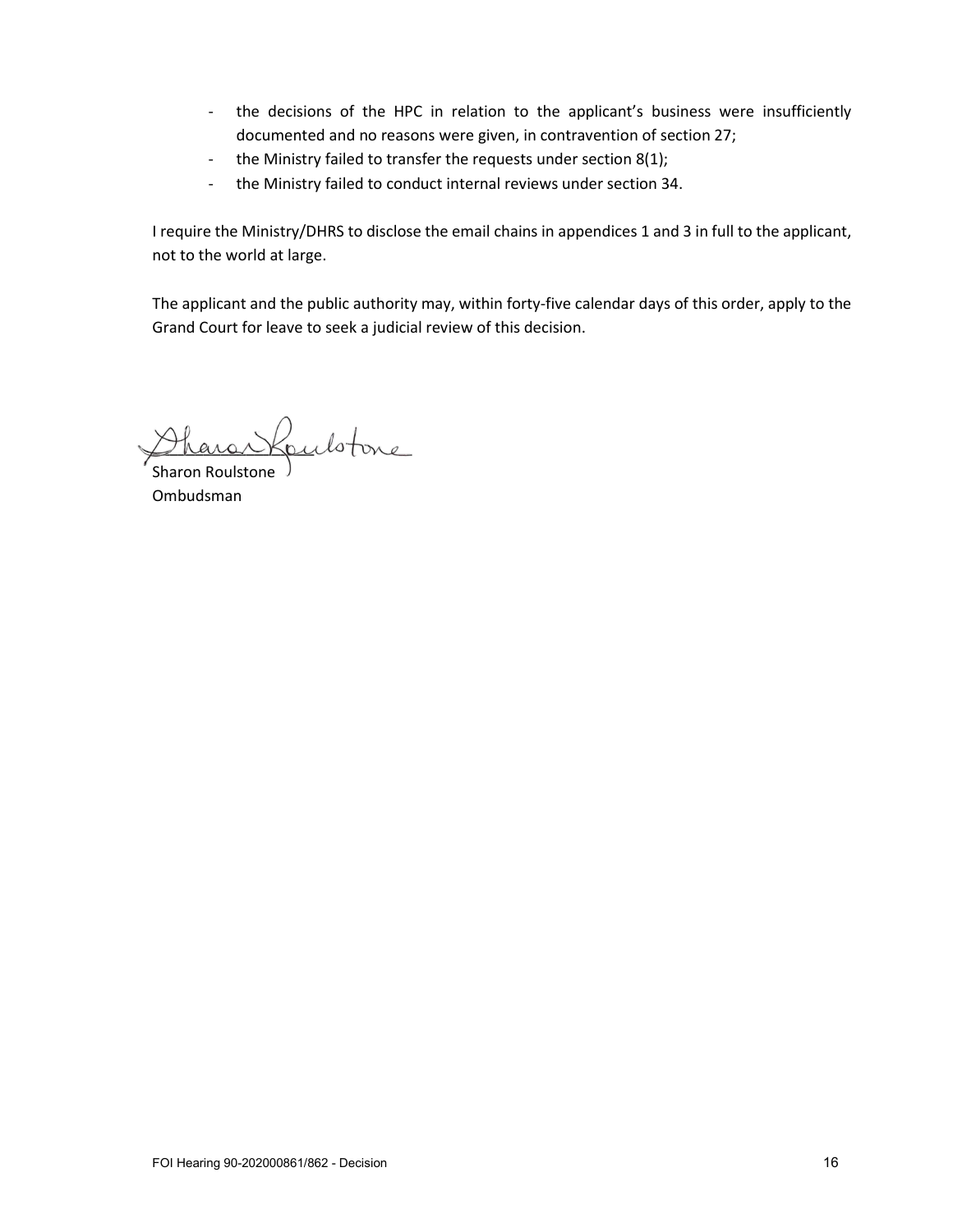- the decisions of the HPC in relation to the applicant's business were insufficiently documented and no reasons were given, in contravention of section 27;
- the Ministry failed to transfer the requests under section 8(1);
- the Ministry failed to conduct internal reviews under section 34.

I require the Ministry/DHRS to disclose the email chains in appendices 1 and 3 in full to the applicant, not to the world at large.

The applicant and the public authority may, within forty-five calendar days of this order, apply to the Grand Court for leave to seek a judicial review of this decision.

Sharon Roulstone
Ombudsman